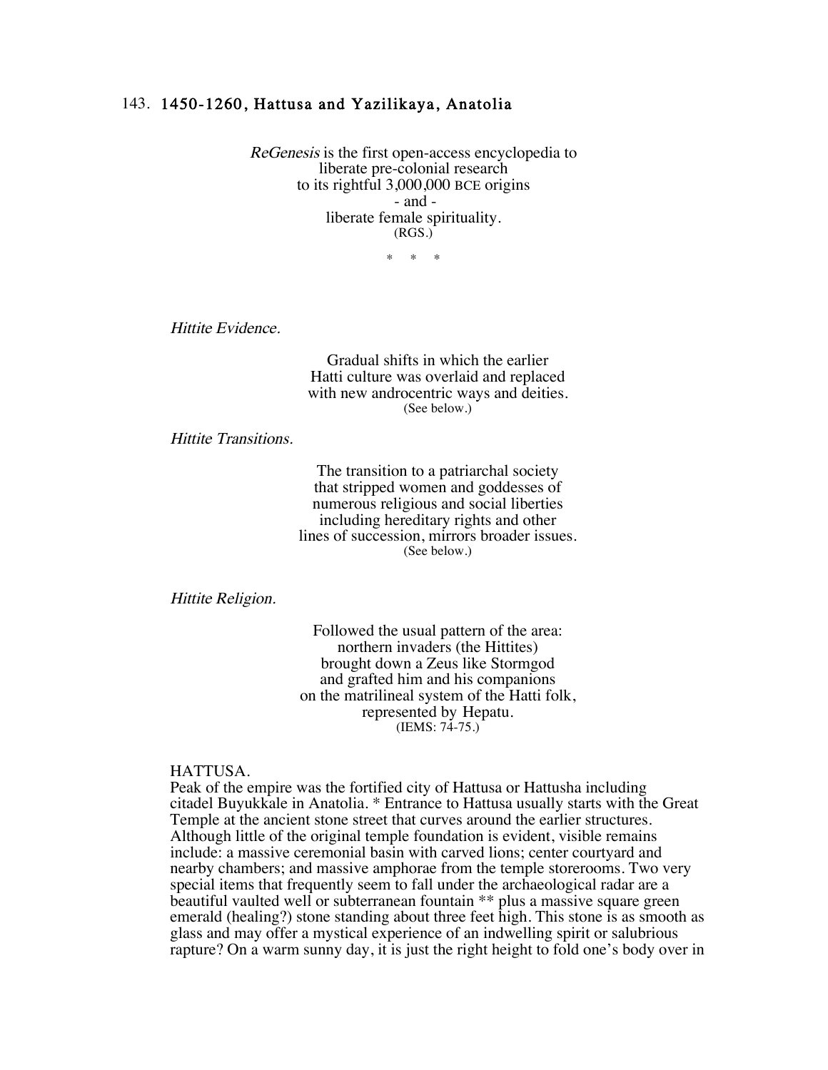## 143. 1450-1260, Hattusa and Yazilikaya, Anatolia

*ReGenesis* is the first open-access encyclopedia to
liberate pre-colonial research
to its rightful 3,000,000 BCE origins
- and -
liberate female spirituality.
(RGS.)

\* \* \*

*Hittite Evidence.*

Gradual shifts in which the earlier
Hatti culture was overlaid and replaced
with new androcentric ways and deities.
(See below.)

*Hittite Transitions.*

The transition to a patriarchal society
that stripped women and goddesses of
numerous religious and social liberties
including hereditary rights and other
lines of succession, mirrors broader issues.
(See below.)

*Hittite Religion.*

Followed the usual pattern of the area:
northern invaders (the Hittites)
brought down a Zeus like Stormgod
and grafted him and his companions
on the matrilineal system of the Hatti folk,
represented by Hepatu.
(IEMS: 74-75.)

HATTUSA.
Peak of the empire was the fortified city of Hattusa or Hattusha including citadel Buyukkale in Anatolia. * Entrance to Hattusa usually starts with the Great Temple at the ancient stone street that curves around the earlier structures. Although little of the original temple foundation is evident, visible remains include: a massive ceremonial basin with carved lions; center courtyard and nearby chambers; and massive amphorae from the temple storerooms. Two very special items that frequently seem to fall under the archaeological radar are a beautiful vaulted well or subterranean fountain ** plus a massive square green emerald (healing?) stone standing about three feet high. This stone is as smooth as glass and may offer a mystical experience of an indwelling spirit or salubrious rapture? On a warm sunny day, it is just the right height to fold one's body over in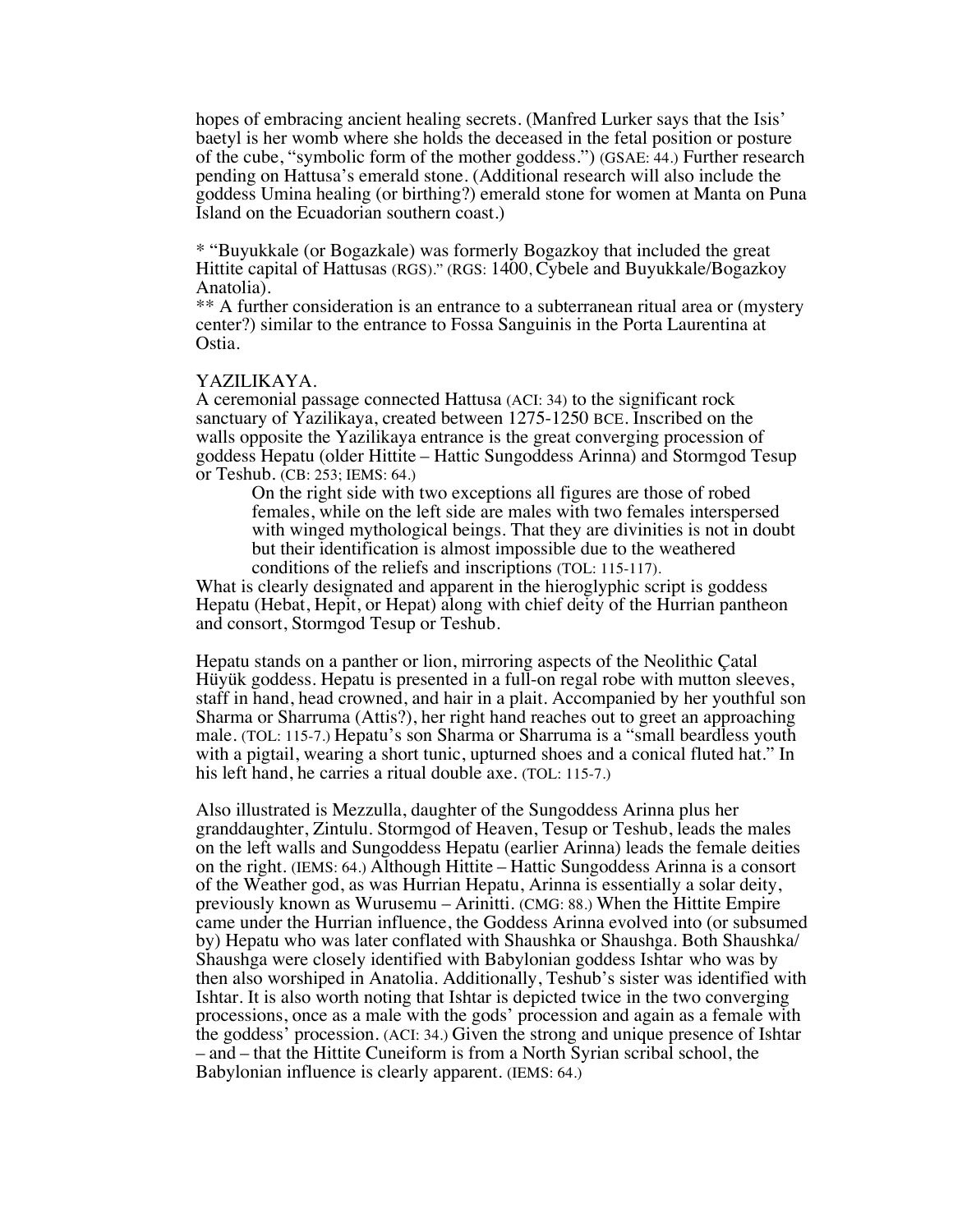hopes of embracing ancient healing secrets. (Manfred Lurker says that the Isis' baetyl is her womb where she holds the deceased in the fetal position or posture of the cube, "symbolic form of the mother goddess.") (GSAE: 44.) Further research pending on Hattusa's emerald stone. (Additional research will also include the goddess Umina healing (or birthing?) emerald stone for women at Manta on Puna Island on the Ecuadorian southern coast.)

* "Buyukkale (or Bogazkale) was formerly Bogazkoy that included the great Hittite capital of Hattusas (RGS)." (RGS: 1400, Cybele and Buyukkale/Bogazkoy Anatolia).
** A further consideration is an entrance to a subterranean ritual area or (mystery center?) similar to the entrance to Fossa Sanguinis in the Porta Laurentina at Ostia.

YAZILIKAYA.
A ceremonial passage connected Hattusa (ACI: 34) to the significant rock sanctuary of Yazilikaya, created between 1275-1250 BCE. Inscribed on the walls opposite the Yazilikaya entrance is the great converging procession of goddess Hepatu (older Hittite – Hattic Sungoddess Arinna) and Stormgod Tesup or Teshub. (CB: 253; IEMS: 64.)

> On the right side with two exceptions all figures are those of robed females, while on the left side are males with two females interspersed with winged mythological beings. That they are divinities is not in doubt but their identification is almost impossible due to the weathered conditions of the reliefs and inscriptions (TOL: 115-117).

What is clearly designated and apparent in the hieroglyphic script is goddess Hepatu (Hebat, Hepit, or Hepat) along with chief deity of the Hurrian pantheon and consort, Stormgod Tesup or Teshub.

Hepatu stands on a panther or lion, mirroring aspects of the Neolithic Çatal Hüyük goddess. Hepatu is presented in a full-on regal robe with mutton sleeves, staff in hand, head crowned, and hair in a plait. Accompanied by her youthful son Sharma or Sharruma (Attis?), her right hand reaches out to greet an approaching male. (TOL: 115-7.) Hepatu's son Sharma or Sharruma is a "small beardless youth with a pigtail, wearing a short tunic, upturned shoes and a conical fluted hat." In his left hand, he carries a ritual double axe. (TOL: 115-7.)

Also illustrated is Mezzulla, daughter of the Sungoddess Arinna plus her granddaughter, Zintulu. Stormgod of Heaven, Tesup or Teshub, leads the males on the left walls and Sungoddess Hepatu (earlier Arinna) leads the female deities on the right. (IEMS: 64.) Although Hittite – Hattic Sungoddess Arinna is a consort of the Weather god, as was Hurrian Hepatu, Arinna is essentially a solar deity, previously known as Wurusemu – Arinitti. (CMG: 88.) When the Hittite Empire came under the Hurrian influence, the Goddess Arinna evolved into (or subsumed by) Hepatu who was later conflated with Shaushka or Shaushga. Both Shaushka/ Shaushga were closely identified with Babylonian goddess Ishtar who was by then also worshiped in Anatolia. Additionally, Teshub's sister was identified with Ishtar. It is also worth noting that Ishtar is depicted twice in the two converging processions, once as a male with the gods' procession and again as a female with the goddess' procession. (ACI: 34.) Given the strong and unique presence of Ishtar – and – that the Hittite Cuneiform is from a North Syrian scribal school, the Babylonian influence is clearly apparent. (IEMS: 64.)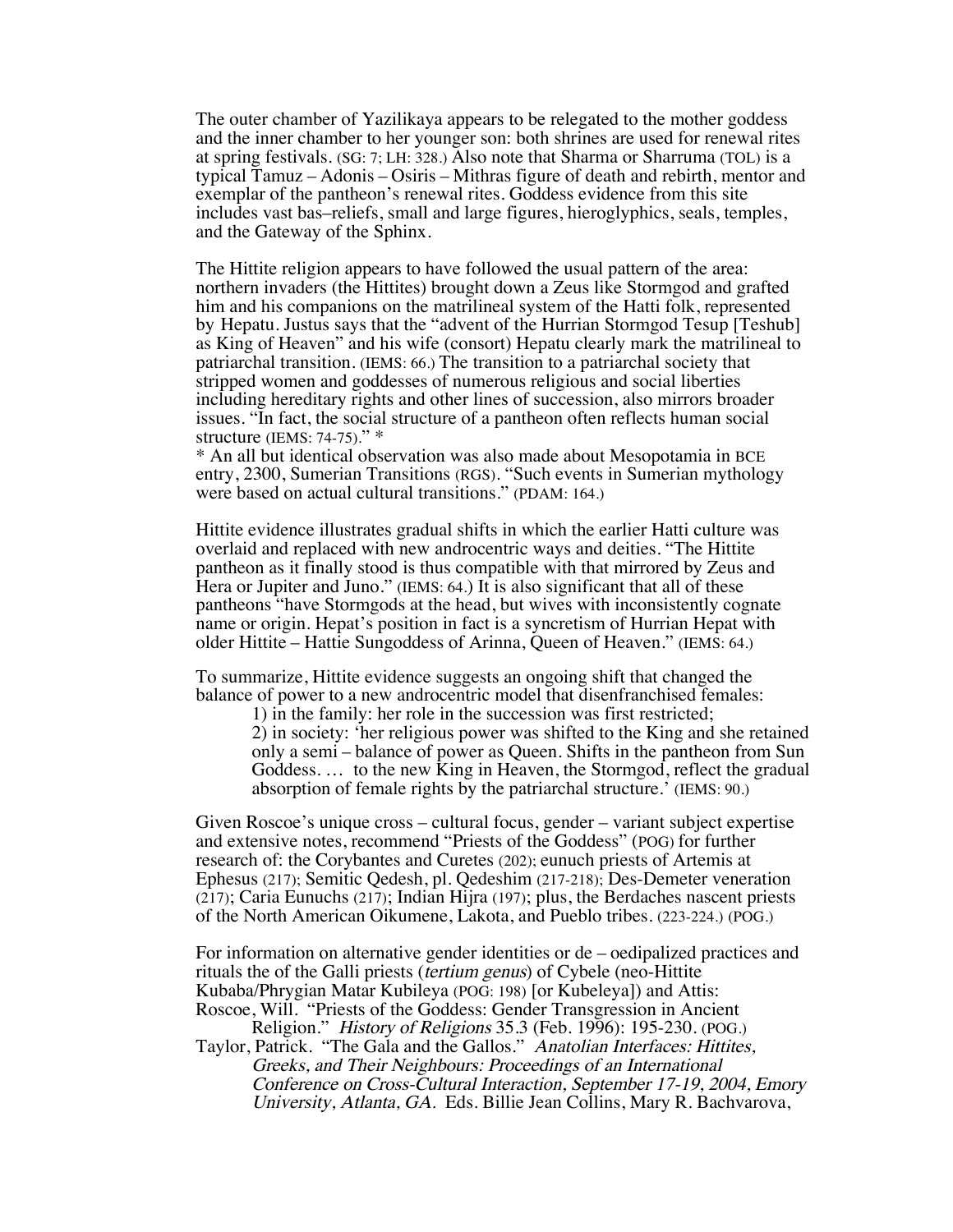The outer chamber of Yazilikaya appears to be relegated to the mother goddess and the inner chamber to her younger son: both shrines are used for renewal rites at spring festivals. (SG: 7; LH: 328.) Also note that Sharma or Sharruma (TOL) is a typical Tamuz – Adonis – Osiris – Mithras figure of death and rebirth, mentor and exemplar of the pantheon's renewal rites. Goddess evidence from this site includes vast bas–reliefs, small and large figures, hieroglyphics, seals, temples, and the Gateway of the Sphinx.

The Hittite religion appears to have followed the usual pattern of the area: northern invaders (the Hittites) brought down a Zeus like Stormgod and grafted him and his companions on the matrilineal system of the Hatti folk, represented by Hepatu. Justus says that the "advent of the Hurrian Stormgod Tesup [Teshub] as King of Heaven" and his wife (consort) Hepatu clearly mark the matrilineal to patriarchal transition. (IEMS: 66.) The transition to a patriarchal society that stripped women and goddesses of numerous religious and social liberties including hereditary rights and other lines of succession, also mirrors broader issues. "In fact, the social structure of a pantheon often reflects human social structure (IEMS: 74-75)." *
* An all but identical observation was also made about Mesopotamia in BCE entry, 2300, Sumerian Transitions (RGS). "Such events in Sumerian mythology were based on actual cultural transitions." (PDAM: 164.)

Hittite evidence illustrates gradual shifts in which the earlier Hatti culture was overlaid and replaced with new androcentric ways and deities. "The Hittite pantheon as it finally stood is thus compatible with that mirrored by Zeus and Hera or Jupiter and Juno." (IEMS: 64.) It is also significant that all of these pantheons "have Stormgods at the head, but wives with inconsistently cognate name or origin. Hepat's position in fact is a syncretism of Hurrian Hepat with older Hittite – Hattie Sungoddess of Arinna, Queen of Heaven." (IEMS: 64.)

To summarize, Hittite evidence suggests an ongoing shift that changed the balance of power to a new androcentric model that disenfranchised females:

1) in the family: her role in the succession was first restricted;
2) in society: 'her religious power was shifted to the King and she retained only a semi – balance of power as Queen. Shifts in the pantheon from Sun Goddess. … to the new King in Heaven, the Stormgod, reflect the gradual absorption of female rights by the patriarchal structure.' (IEMS: 90.)

Given Roscoe's unique cross – cultural focus, gender – variant subject expertise and extensive notes, recommend "Priests of the Goddess" (POG) for further research of: the Corybantes and Curetes (202); eunuch priests of Artemis at Ephesus (217); Semitic Qedesh, pl. Qedeshim (217-218); Des-Demeter veneration (217); Caria Eunuchs (217); Indian Hijra (197); plus, the Berdaches nascent priests of the North American Oikumene, Lakota, and Pueblo tribes. (223-224.) (POG.)

For information on alternative gender identities or de – oedipalized practices and rituals the of the Galli priests (*tertium genus*) of Cybele (neo-Hittite Kubaba/Phrygian Matar Kubileya (POG: 198) [or Kubeleya]) and Attis:

Roscoe, Will. "Priests of the Goddess: Gender Transgression in Ancient Religion." *History of Religions* 35.3 (Feb. 1996): 195-230. (POG.)

Taylor, Patrick. "The Gala and the Gallos." *Anatolian Interfaces: Hittites, Greeks, and Their Neighbours: Proceedings of an International Conference on Cross-Cultural Interaction, September 17-19, 2004, Emory University, Atlanta, GA.* Eds. Billie Jean Collins, Mary R. Bachvarova,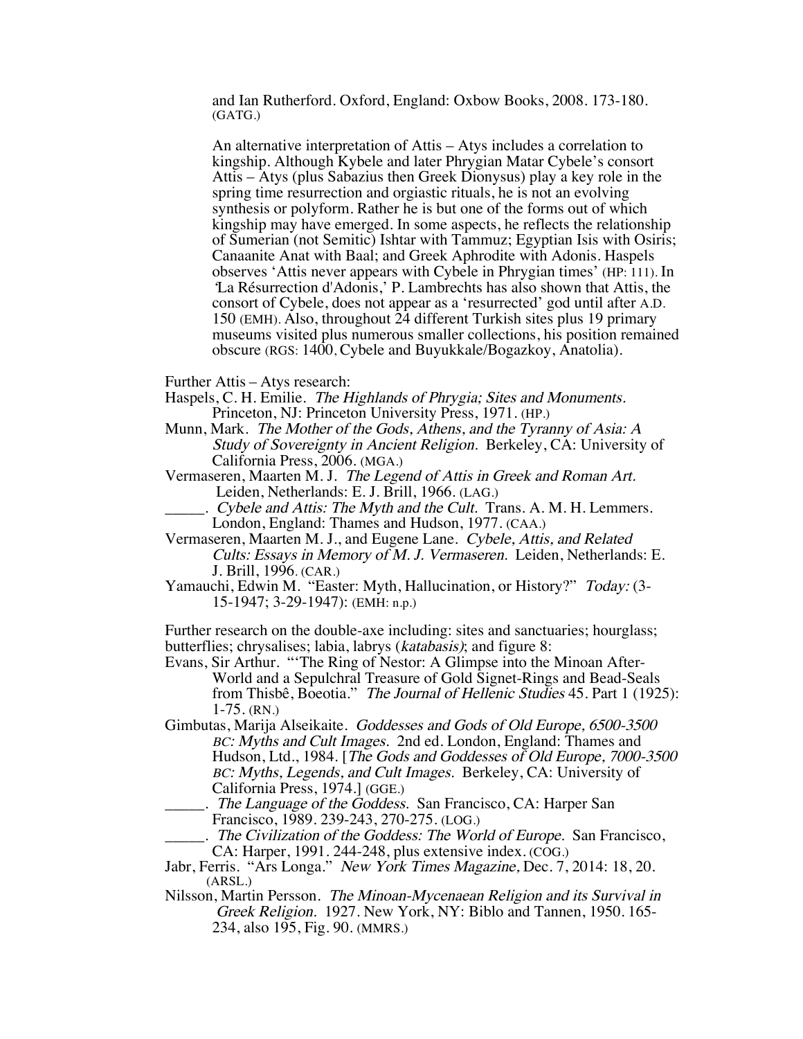and Ian Rutherford. Oxford, England: Oxbow Books, 2008. 173-180. (GATG.)

An alternative interpretation of Attis – Atys includes a correlation to kingship. Although Kybele and later Phrygian Matar Cybele's consort Attis – Atys (plus Sabazius then Greek Dionysus) play a key role in the spring time resurrection and orgiastic rituals, he is not an evolving synthesis or polyform. Rather he is but one of the forms out of which kingship may have emerged. In some aspects, he reflects the relationship of Sumerian (not Semitic) Ishtar with Tammuz; Egyptian Isis with Osiris; Canaanite Anat with Baal; and Greek Aphrodite with Adonis. Haspels observes 'Attis never appears with Cybele in Phrygian times' (HP: 111). In 'La Résurrection d'Adonis,' P. Lambrechts has also shown that Attis, the consort of Cybele, does not appear as a 'resurrected' god until after A.D. 150 (EMH). Also, throughout 24 different Turkish sites plus 19 primary museums visited plus numerous smaller collections, his position remained obscure (RGS: 1400, Cybele and Buyukkale/Bogazkoy, Anatolia).

Further Attis – Atys research:

Haspels, C. H. Emilie. *The Highlands of Phrygia; Sites and Monuments.* Princeton, NJ: Princeton University Press, 1971. (HP.)

Munn, Mark. *The Mother of the Gods, Athens, and the Tyranny of Asia: A Study of Sovereignty in Ancient Religion.* Berkeley, CA: University of California Press, 2006. (MGA.)

Vermaseren, Maarten M. J. *The Legend of Attis in Greek and Roman Art.* Leiden, Netherlands: E. J. Brill, 1966. (LAG.)

_____. *Cybele and Attis: The Myth and the Cult.* Trans. A. M. H. Lemmers. London, England: Thames and Hudson, 1977. (CAA.)

Vermaseren, Maarten M. J., and Eugene Lane. *Cybele, Attis, and Related Cults: Essays in Memory of M. J. Vermaseren.* Leiden, Netherlands: E. J. Brill, 1996. (CAR.)

Yamauchi, Edwin M. "Easter: Myth, Hallucination, or History?" *Today:* (3-15-1947; 3-29-1947): (EMH: n.p.)

Further research on the double-axe including: sites and sanctuaries; hourglass; butterflies; chrysalises; labia, labrys (*katabasis)*; and figure 8:

Evans, Sir Arthur. "'The Ring of Nestor: A Glimpse into the Minoan After-World and a Sepulchral Treasure of Gold Signet-Rings and Bead-Seals from Thisbê, Boeotia." *The Journal of Hellenic Studies* 45. Part 1 (1925): 1-75. (RN.)

Gimbutas, Marija Alseikaite. *Goddesses and Gods of Old Europe, 6500-3500 BC: Myths and Cult Images.* 2nd ed. London, England: Thames and Hudson, Ltd., 1984. [*The Gods and Goddesses of Old Europe, 7000-3500 BC: Myths, Legends, and Cult Images.* Berkeley, CA: University of California Press, 1974.] (GGE.)

_____. *The Language of the Goddess.* San Francisco, CA: Harper San Francisco, 1989. 239-243, 270-275. (LOG.)

_____. *The Civilization of the Goddess: The World of Europe.* San Francisco, CA: Harper, 1991. 244-248, plus extensive index. (COG.)

Jabr, Ferris. "Ars Longa." *New York Times Magazine*, Dec. 7, 2014: 18, 20. (ARSL.)

Nilsson, Martin Persson. *The Minoan-Mycenaean Religion and its Survival in Greek Religion.* 1927. New York, NY: Biblo and Tannen, 1950. 165-234, also 195, Fig. 90. (MMRS.)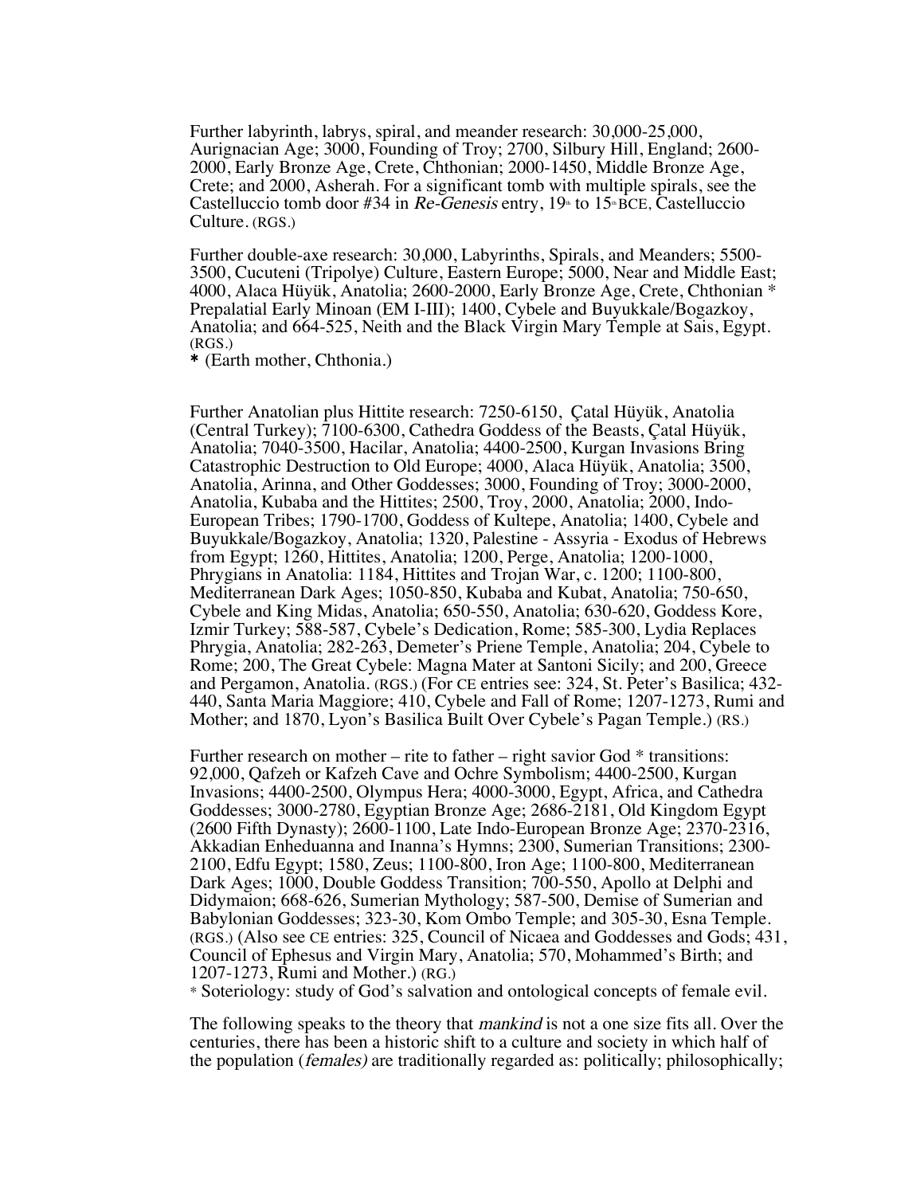Further labyrinth, labrys, spiral, and meander research: 30,000-25,000, Aurignacian Age; 3000, Founding of Troy; 2700, Silbury Hill, England; 2600-2000, Early Bronze Age, Crete, Chthonian; 2000-1450, Middle Bronze Age, Crete; and 2000, Asherah. For a significant tomb with multiple spirals, see the Castelluccio tomb door #34 in *Re-Genesis* entry, 19th to 15th BCE, Castelluccio Culture. (RGS.)

Further double-axe research: 30,000, Labyrinths, Spirals, and Meanders; 5500-3500, Cucuteni (Tripolye) Culture, Eastern Europe; 5000, Near and Middle East; 4000, Alaca Hüyük, Anatolia; 2600-2000, Early Bronze Age, Crete, Chthonian * Prepalatial Early Minoan (EM I-III); 1400, Cybele and Buyukkale/Bogazkoy, Anatolia; and 664-525, Neith and the Black Virgin Mary Temple at Sais, Egypt. (RGS.)

**\*** (Earth mother, Chthonia.)

Further Anatolian plus Hittite research: 7250-6150, Çatal Hüyük, Anatolia (Central Turkey); 7100-6300, Cathedra Goddess of the Beasts, Çatal Hüyük, Anatolia; 7040-3500, Hacilar, Anatolia; 4400-2500, Kurgan Invasions Bring Catastrophic Destruction to Old Europe; 4000, Alaca Hüyük, Anatolia; 3500, Anatolia, Arinna, and Other Goddesses; 3000, Founding of Troy; 3000-2000, Anatolia, Kubaba and the Hittites; 2500, Troy, 2000, Anatolia; 2000, Indo-European Tribes; 1790-1700, Goddess of Kultepe, Anatolia; 1400, Cybele and Buyukkale/Bogazkoy, Anatolia; 1320, Palestine - Assyria - Exodus of Hebrews from Egypt; 1260, Hittites, Anatolia; 1200, Perge, Anatolia; 1200-1000, Phrygians in Anatolia: 1184, Hittites and Trojan War, c. 1200; 1100-800, Mediterranean Dark Ages; 1050-850, Kubaba and Kubat, Anatolia; 750-650, Cybele and King Midas, Anatolia; 650-550, Anatolia; 630-620, Goddess Kore, Izmir Turkey; 588-587, Cybele's Dedication, Rome; 585-300, Lydia Replaces Phrygia, Anatolia; 282-263, Demeter's Priene Temple, Anatolia; 204, Cybele to Rome; 200, The Great Cybele: Magna Mater at Santoni Sicily; and 200, Greece and Pergamon, Anatolia. (RGS.) (For CE entries see: 324, St. Peter's Basilica; 432-440, Santa Maria Maggiore; 410, Cybele and Fall of Rome; 1207-1273, Rumi and Mother; and 1870, Lyon's Basilica Built Over Cybele's Pagan Temple.) (RS.)

Further research on mother – rite to father – right savior God * transitions: 92,000, Qafzeh or Kafzeh Cave and Ochre Symbolism; 4400-2500, Kurgan Invasions; 4400-2500, Olympus Hera; 4000-3000, Egypt, Africa, and Cathedra Goddesses; 3000-2780, Egyptian Bronze Age; 2686-2181, Old Kingdom Egypt (2600 Fifth Dynasty); 2600-1100, Late Indo-European Bronze Age; 2370-2316, Akkadian Enheduanna and Inanna's Hymns; 2300, Sumerian Transitions; 2300-2100, Edfu Egypt; 1580, Zeus; 1100-800, Iron Age; 1100-800, Mediterranean Dark Ages; 1000, Double Goddess Transition; 700-550, Apollo at Delphi and Didymaion; 668-626, Sumerian Mythology; 587-500, Demise of Sumerian and Babylonian Goddesses; 323-30, Kom Ombo Temple; and 305-30, Esna Temple. (RGS.) (Also see CE entries: 325, Council of Nicaea and Goddesses and Gods; 431, Council of Ephesus and Virgin Mary, Anatolia; 570, Mohammed's Birth; and 1207-1273, Rumi and Mother.) (RG.)

\* Soteriology: study of God's salvation and ontological concepts of female evil.

The following speaks to the theory that *mankind* is not a one size fits all. Over the centuries, there has been a historic shift to a culture and society in which half of the population (*females)* are traditionally regarded as: politically; philosophically;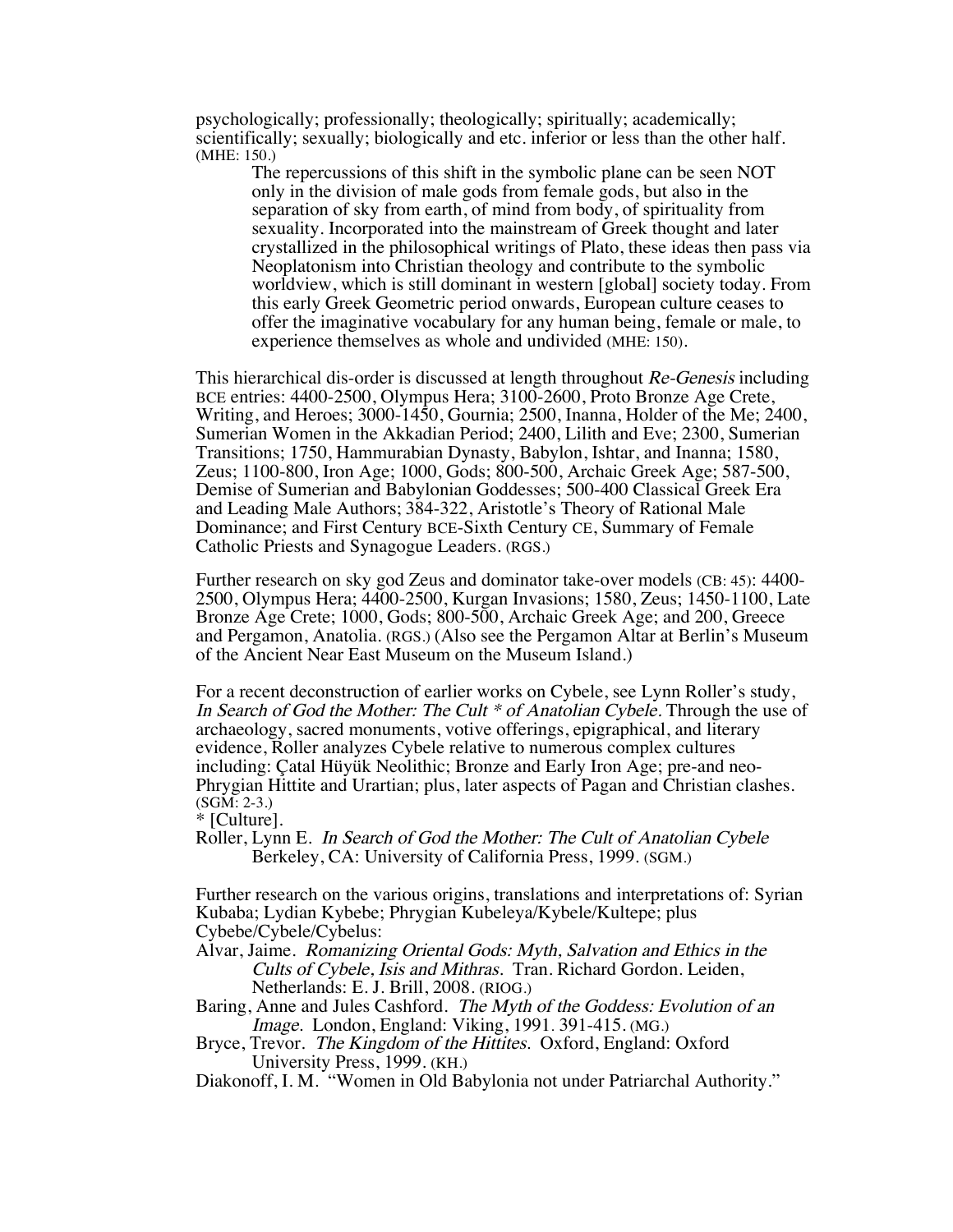psychologically; professionally; theologically; spiritually; academically; scientifically; sexually; biologically and etc. inferior or less than the other half. (MHE: 150.)

> The repercussions of this shift in the symbolic plane can be seen NOT only in the division of male gods from female gods, but also in the separation of sky from earth, of mind from body, of spirituality from sexuality. Incorporated into the mainstream of Greek thought and later crystallized in the philosophical writings of Plato, these ideas then pass via Neoplatonism into Christian theology and contribute to the symbolic worldview, which is still dominant in western [global] society today. From this early Greek Geometric period onwards, European culture ceases to offer the imaginative vocabulary for any human being, female or male, to experience themselves as whole and undivided (MHE: 150).

This hierarchical dis-order is discussed at length throughout *Re-Genesis* including BCE entries: 4400-2500, Olympus Hera; 3100-2600, Proto Bronze Age Crete, Writing, and Heroes; 3000-1450, Gournia; 2500, Inanna, Holder of the Me; 2400, Sumerian Women in the Akkadian Period; 2400, Lilith and Eve; 2300, Sumerian Transitions; 1750, Hammurabian Dynasty, Babylon, Ishtar, and Inanna; 1580, Zeus; 1100-800, Iron Age; 1000, Gods; 800-500, Archaic Greek Age; 587-500, Demise of Sumerian and Babylonian Goddesses; 500-400 Classical Greek Era and Leading Male Authors; 384-322, Aristotle's Theory of Rational Male Dominance; and First Century BCE-Sixth Century CE, Summary of Female Catholic Priests and Synagogue Leaders. (RGS.)

Further research on sky god Zeus and dominator take-over models (CB: 45): 4400-2500, Olympus Hera; 4400-2500, Kurgan Invasions; 1580, Zeus; 1450-1100, Late Bronze Age Crete; 1000, Gods; 800-500, Archaic Greek Age; and 200, Greece and Pergamon, Anatolia. (RGS.) (Also see the Pergamon Altar at Berlin's Museum of the Ancient Near East Museum on the Museum Island.)

For a recent deconstruction of earlier works on Cybele, see Lynn Roller's study, *In Search of God the Mother: The Cult * of Anatolian Cybele.* Through the use of archaeology, sacred monuments, votive offerings, epigraphical, and literary evidence, Roller analyzes Cybele relative to numerous complex cultures including: Çatal Hüyük Neolithic; Bronze and Early Iron Age; pre-and neo-Phrygian Hittite and Urartian; plus, later aspects of Pagan and Christian clashes. (SGM: 2-3.)
* [Culture].

Roller, Lynn E. *In Search of God the Mother: The Cult of Anatolian Cybele* Berkeley, CA: University of California Press, 1999. (SGM.)

Further research on the various origins, translations and interpretations of: Syrian Kubaba; Lydian Kybebe; Phrygian Kubeleya/Kybele/Kultepe; plus Cybebe/Cybele/Cybelus:

Alvar, Jaime. *Romanizing Oriental Gods: Myth, Salvation and Ethics in the Cults of Cybele, Isis and Mithras.* Tran. Richard Gordon. Leiden, Netherlands: E. J. Brill, 2008. (RIOG.)

Baring, Anne and Jules Cashford. *The Myth of the Goddess: Evolution of an Image.* London, England: Viking, 1991. 391-415. (MG.)

Bryce, Trevor. *The Kingdom of the Hittites.* Oxford, England: Oxford University Press, 1999. (KH.)

Diakonoff, I. M. "Women in Old Babylonia not under Patriarchal Authority."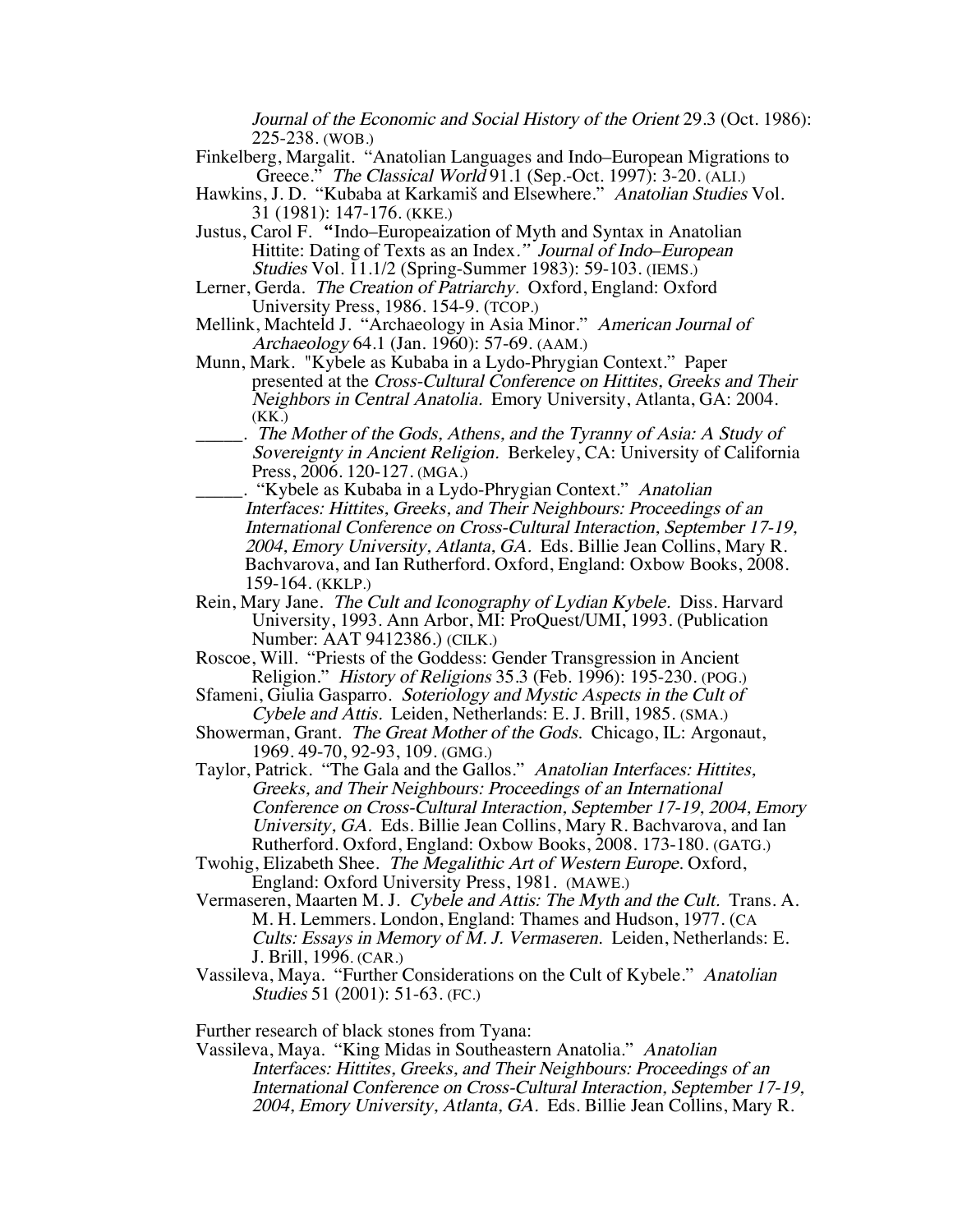*Journal of the Economic and Social History of the Orient* 29.3 (Oct. 1986): 225-238. (WOB.)

Finkelberg, Margalit. "Anatolian Languages and Indo–European Migrations to Greece." *The Classical World* 91.1 (Sep.-Oct. 1997): 3-20. (ALI.)

Hawkins, J. D. "Kubaba at Karkamiš and Elsewhere." *Anatolian Studies* Vol. 31 (1981): 147-176. (KKE.)

Justus, Carol F. "Indo–Europeaization of Myth and Syntax in Anatolian Hittite: Dating of Texts as an Index." *Journal of Indo–European Studies* Vol. 11.1/2 (Spring-Summer 1983): 59-103. (IEMS.)

Lerner, Gerda. *The Creation of Patriarchy.* Oxford, England: Oxford University Press, 1986. 154-9. (TCOP.)

Mellink, Machteld J. "Archaeology in Asia Minor." *American Journal of Archaeology* 64.1 (Jan. 1960): 57-69. (AAM.)

Munn, Mark. "Kybele as Kubaba in a Lydo-Phrygian Context." Paper presented at the *Cross-Cultural Conference on Hittites, Greeks and Their Neighbors in Central Anatolia.* Emory University, Atlanta, GA: 2004. (KK.)

_____. *The Mother of the Gods, Athens, and the Tyranny of Asia: A Study of Sovereignty in Ancient Religion.* Berkeley, CA: University of California Press, 2006. 120-127. (MGA.)

_____. "Kybele as Kubaba in a Lydo-Phrygian Context." *Anatolian Interfaces: Hittites, Greeks, and Their Neighbours: Proceedings of an International Conference on Cross-Cultural Interaction, September 17-19, 2004, Emory University, Atlanta, GA.* Eds. Billie Jean Collins, Mary R. Bachvarova, and Ian Rutherford. Oxford, England: Oxbow Books, 2008. 159-164. (KKLP.)

Rein, Mary Jane. *The Cult and Iconography of Lydian Kybele.* Diss. Harvard University, 1993. Ann Arbor, MI: ProQuest/UMI, 1993. (Publication Number: AAT 9412386.) (CILK.)

Roscoe, Will. "Priests of the Goddess: Gender Transgression in Ancient Religion." *History of Religions* 35.3 (Feb. 1996): 195-230. (POG.)

Sfameni, Giulia Gasparro. *Soteriology and Mystic Aspects in the Cult of Cybele and Attis.* Leiden, Netherlands: E. J. Brill, 1985. (SMA.)

Showerman, Grant. *The Great Mother of the Gods.* Chicago, IL: Argonaut, 1969. 49-70, 92-93, 109. (GMG.)

Taylor, Patrick. "The Gala and the Gallos." *Anatolian Interfaces: Hittites, Greeks, and Their Neighbours: Proceedings of an International Conference on Cross-Cultural Interaction, September 17-19, 2004, Emory University, GA.* Eds. Billie Jean Collins, Mary R. Bachvarova, and Ian Rutherford. Oxford, England: Oxbow Books, 2008. 173-180. (GATG.)

Twohig, Elizabeth Shee. *The Megalithic Art of Western Europe.* Oxford, England: Oxford University Press, 1981. (MAWE.)

Vermaseren, Maarten M. J. *Cybele and Attis: The Myth and the Cult.* Trans. A. M. H. Lemmers. London, England: Thames and Hudson, 1977. (*CA Cults: Essays in Memory of M. J. Vermaseren.* Leiden, Netherlands: E. J. Brill, 1996. (CAR.)

Vassileva, Maya. "Further Considerations on the Cult of Kybele." *Anatolian Studies* 51 (2001): 51-63. (FC.)

Further research of black stones from Tyana:

Vassileva, Maya. "King Midas in Southeastern Anatolia." *Anatolian Interfaces: Hittites, Greeks, and Their Neighbours: Proceedings of an International Conference on Cross-Cultural Interaction, September 17-19, 2004, Emory University, Atlanta, GA.* Eds. Billie Jean Collins, Mary R.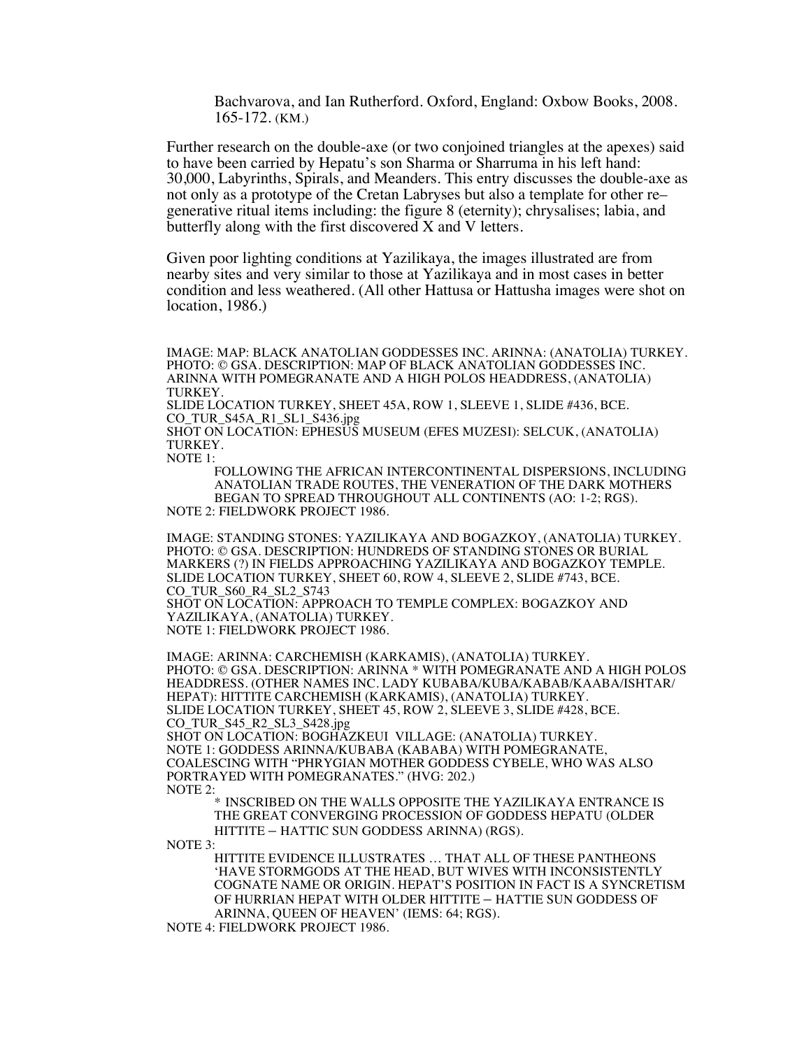Bachvarova, and Ian Rutherford. Oxford, England: Oxbow Books, 2008. 165-172. (KM.)

Further research on the double-axe (or two conjoined triangles at the apexes) said to have been carried by Hepatu's son Sharma or Sharruma in his left hand: 30,000, Labyrinths, Spirals, and Meanders. This entry discusses the double-axe as not only as a prototype of the Cretan Labryses but also a template for other re–generative ritual items including: the figure 8 (eternity); chrysalises; labia, and butterfly along with the first discovered X and V letters.

Given poor lighting conditions at Yazilikaya, the images illustrated are from nearby sites and very similar to those at Yazilikaya and in most cases in better condition and less weathered. (All other Hattusa or Hattusha images were shot on location, 1986.)

IMAGE: MAP: BLACK ANATOLIAN GODDESSES INC. ARINNA: (ANATOLIA) TURKEY.
PHOTO: © GSA. DESCRIPTION: MAP OF BLACK ANATOLIAN GODDESSES INC. ARINNA WITH POMEGRANATE AND A HIGH POLOS HEADDRESS, (ANATOLIA) TURKEY.
SLIDE LOCATION TURKEY, SHEET 45A, ROW 1, SLEEVE 1, SLIDE #436, BCE.
CO_TUR_S45A_R1_SL1_S436.jpg
SHOT ON LOCATION: EPHESUS MUSEUM (EFES MUZESI): SELCUK, (ANATOLIA) TURKEY.
NOTE 1:
FOLLOWING THE AFRICAN INTERCONTINENTAL DISPERSIONS, INCLUDING ANATOLIAN TRADE ROUTES, THE VENERATION OF THE DARK MOTHERS BEGAN TO SPREAD THROUGHOUT ALL CONTINENTS (AO: 1-2; RGS).
NOTE 2: FIELDWORK PROJECT 1986.

IMAGE: STANDING STONES: YAZILIKAYA AND BOGAZKOY, (ANATOLIA) TURKEY.
PHOTO: © GSA. DESCRIPTION: HUNDREDS OF STANDING STONES OR BURIAL MARKERS (?) IN FIELDS APPROACHING YAZILIKAYA AND BOGAZKOY TEMPLE.
SLIDE LOCATION TURKEY, SHEET 60, ROW 4, SLEEVE 2, SLIDE #743, BCE.
CO_TUR_S60_R4_SL2_S743
SHOT ON LOCATION: APPROACH TO TEMPLE COMPLEX: BOGAZKOY AND YAZILIKAYA, (ANATOLIA) TURKEY.
NOTE 1: FIELDWORK PROJECT 1986.

IMAGE: ARINNA: CARCHEMISH (KARKAMIS), (ANATOLIA) TURKEY.
PHOTO: © GSA. DESCRIPTION: ARINNA * WITH POMEGRANATE AND A HIGH POLOS HEADDRESS. (OTHER NAMES INC. LADY KUBABA/KUBA/KABAB/KAABA/ISHTAR/HEPAT): HITTITE CARCHEMISH (KARKAMIS), (ANATOLIA) TURKEY.
SLIDE LOCATION TURKEY, SHEET 45, ROW 2, SLEEVE 3, SLIDE #428, BCE.
CO_TUR_S45_R2_SL3_S428.jpg
SHOT ON LOCATION: BOGHAZKEUI VILLAGE: (ANATOLIA) TURKEY.
NOTE 1: GODDESS ARINNA/KUBABA (KABABA) WITH POMEGRANATE, COALESCING WITH "PHRYGIAN MOTHER GODDESS CYBELE, WHO WAS ALSO PORTRAYED WITH POMEGRANATES." (HVG: 202.)
NOTE 2:
\* INSCRIBED ON THE WALLS OPPOSITE THE YAZILIKAYA ENTRANCE IS THE GREAT CONVERGING PROCESSION OF GODDESS HEPATU (OLDER HITTITE – HATTIC SUN GODDESS ARINNA) (RGS).
NOTE 3:
HITTITE EVIDENCE ILLUSTRATES … THAT ALL OF THESE PANTHEONS 'HAVE STORMGODS AT THE HEAD, BUT WIVES WITH INCONSISTENTLY COGNATE NAME OR ORIGIN. HEPAT'S POSITION IN FACT IS A SYNCRETISM OF HURRIAN HEPAT WITH OLDER HITTITE – HATTIE SUN GODDESS OF ARINNA, QUEEN OF HEAVEN' (IEMS: 64; RGS).
NOTE 4: FIELDWORK PROJECT 1986.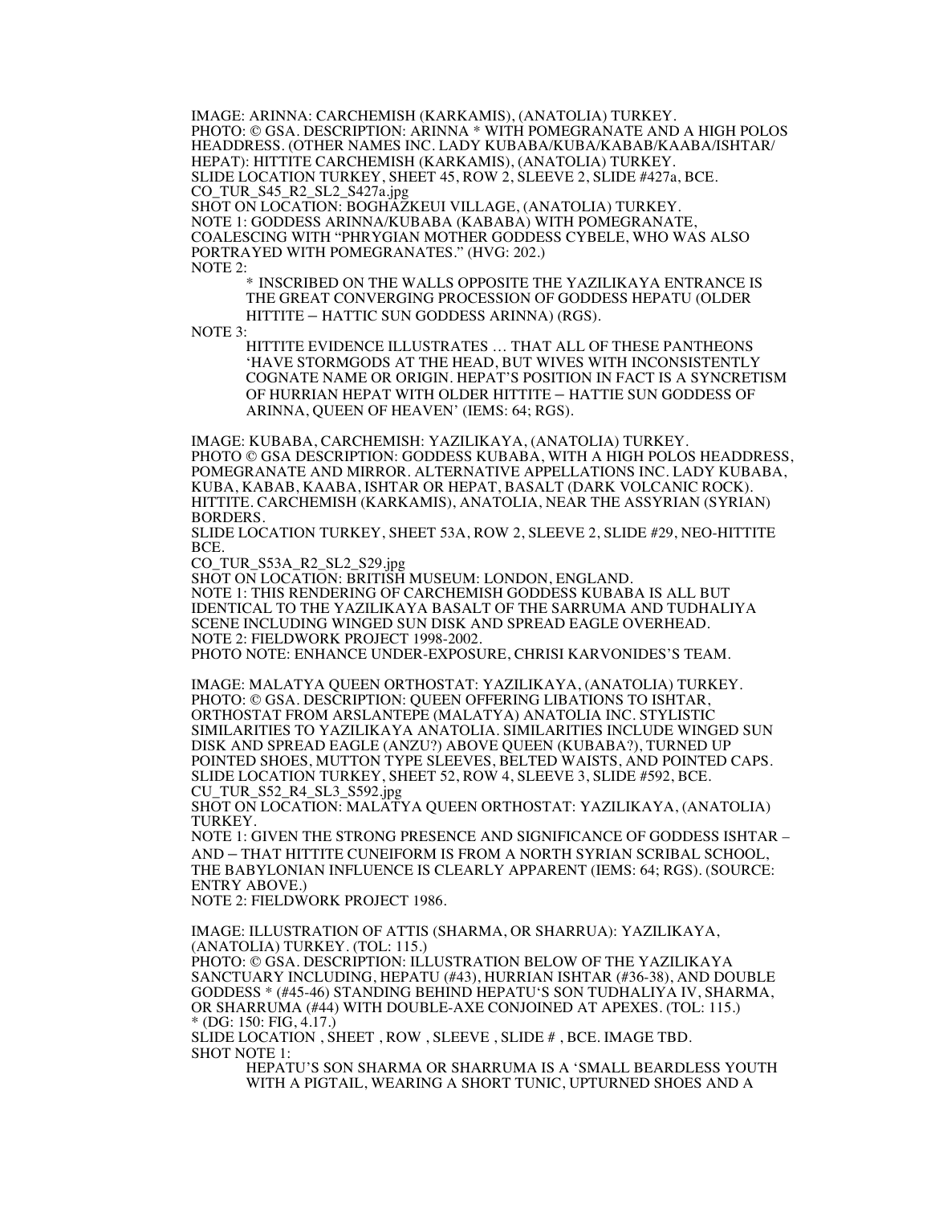IMAGE: ARINNA: CARCHEMISH (KARKAMIS), (ANATOLIA) TURKEY.
PHOTO: © GSA. DESCRIPTION: ARINNA * WITH POMEGRANATE AND A HIGH POLOS HEADDRESS. (OTHER NAMES INC. LADY KUBABA/KUBA/KABAB/KAABA/ISHTAR/ HEPAT): HITTITE CARCHEMISH (KARKAMIS), (ANATOLIA) TURKEY.
SLIDE LOCATION TURKEY, SHEET 45, ROW 2, SLEEVE 2, SLIDE #427a, BCE.
CO_TUR_S45_R2_SL2_S427a.jpg
SHOT ON LOCATION: BOGHAZKEUI VILLAGE, (ANATOLIA) TURKEY.
NOTE 1: GODDESS ARINNA/KUBABA (KABABA) WITH POMEGRANATE, COALESCING WITH "PHRYGIAN MOTHER GODDESS CYBELE, WHO WAS ALSO PORTRAYED WITH POMEGRANATES." (HVG: 202.)
NOTE 2:

> * INSCRIBED ON THE WALLS OPPOSITE THE YAZILIKAYA ENTRANCE IS THE GREAT CONVERGING PROCESSION OF GODDESS HEPATU (OLDER HITTITE – HATTIC SUN GODDESS ARINNA) (RGS).

NOTE 3:

> HITTITE EVIDENCE ILLUSTRATES … THAT ALL OF THESE PANTHEONS 'HAVE STORMGODS AT THE HEAD, BUT WIVES WITH INCONSISTENTLY COGNATE NAME OR ORIGIN. HEPAT'S POSITION IN FACT IS A SYNCRETISM OF HURRIAN HEPAT WITH OLDER HITTITE – HATTIE SUN GODDESS OF ARINNA, QUEEN OF HEAVEN' (IEMS: 64; RGS).

IMAGE: KUBABA, CARCHEMISH: YAZILIKAYA, (ANATOLIA) TURKEY.
PHOTO © GSA DESCRIPTION: GODDESS KUBABA, WITH A HIGH POLOS HEADDRESS, POMEGRANATE AND MIRROR. ALTERNATIVE APPELLATIONS INC. LADY KUBABA, KUBA, KABAB, KAABA, ISHTAR OR HEPAT, BASALT (DARK VOLCANIC ROCK). HITTITE. CARCHEMISH (KARKAMIS), ANATOLIA, NEAR THE ASSYRIAN (SYRIAN) BORDERS.
SLIDE LOCATION TURKEY, SHEET 53A, ROW 2, SLEEVE 2, SLIDE #29, NEO-HITTITE BCE.
CO_TUR_S53A_R2_SL2_S29.jpg
SHOT ON LOCATION: BRITISH MUSEUM: LONDON, ENGLAND.
NOTE 1: THIS RENDERING OF CARCHEMISH GODDESS KUBABA IS ALL BUT IDENTICAL TO THE YAZILIKAYA BASALT OF THE SARRUMA AND TUDHALIYA SCENE INCLUDING WINGED SUN DISK AND SPREAD EAGLE OVERHEAD.
NOTE 2: FIELDWORK PROJECT 1998-2002.
PHOTO NOTE: ENHANCE UNDER-EXPOSURE, CHRISI KARVONIDES'S TEAM.

IMAGE: MALATYA QUEEN ORTHOSTAT: YAZILIKAYA, (ANATOLIA) TURKEY.
PHOTO: © GSA. DESCRIPTION: QUEEN OFFERING LIBATIONS TO ISHTAR, ORTHOSTAT FROM ARSLANTEPE (MALATYA) ANATOLIA INC. STYLISTIC SIMILARITIES TO YAZILIKAYA ANATOLIA. SIMILARITIES INCLUDE WINGED SUN DISK AND SPREAD EAGLE (ANZU?) ABOVE QUEEN (KUBABA?), TURNED UP POINTED SHOES, MUTTON TYPE SLEEVES, BELTED WAISTS, AND POINTED CAPS.
SLIDE LOCATION TURKEY, SHEET 52, ROW 4, SLEEVE 3, SLIDE #592, BCE.
CU_TUR_S52_R4_SL3_S592.jpg
SHOT ON LOCATION: MALATYA QUEEN ORTHOSTAT: YAZILIKAYA, (ANATOLIA) TURKEY.
NOTE 1: GIVEN THE STRONG PRESENCE AND SIGNIFICANCE OF GODDESS ISHTAR – AND – THAT HITTITE CUNEIFORM IS FROM A NORTH SYRIAN SCRIBAL SCHOOL, THE BABYLONIAN INFLUENCE IS CLEARLY APPARENT (IEMS: 64; RGS). (SOURCE: ENTRY ABOVE.)
NOTE 2: FIELDWORK PROJECT 1986.

IMAGE: ILLUSTRATION OF ATTIS (SHARMA, OR SHARRUA): YAZILIKAYA, (ANATOLIA) TURKEY. (TOL: 115.)
PHOTO: © GSA. DESCRIPTION: ILLUSTRATION BELOW OF THE YAZILIKAYA SANCTUARY INCLUDING, HEPATU (#43), HURRIAN ISHTAR (#36-38), AND DOUBLE GODDESS * (#45-46) STANDING BEHIND HEPATU'S SON TUDHALIYA IV, SHARMA, OR SHARRUMA (#44) WITH DOUBLE-AXE CONJOINED AT APEXES. (TOL: 115.)
* (DG: 150: FIG, 4.17.)
SLIDE LOCATION , SHEET , ROW , SLEEVE , SLIDE # , BCE. IMAGE TBD.
SHOT NOTE 1:

> HEPATU'S SON SHARMA OR SHARRUMA IS A 'SMALL BEARDLESS YOUTH WITH A PIGTAIL, WEARING A SHORT TUNIC, UPTURNED SHOES AND A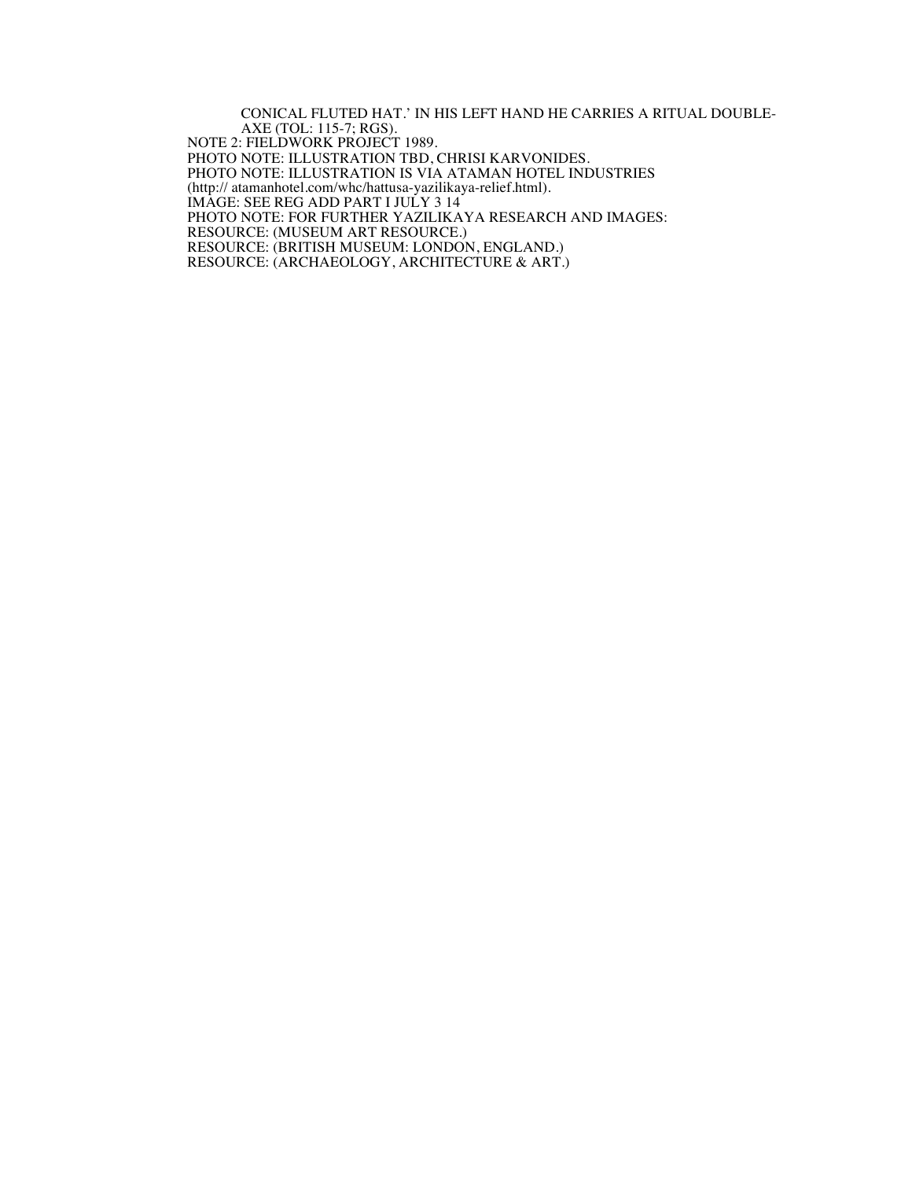CONICAL FLUTED HAT.' IN HIS LEFT HAND HE CARRIES A RITUAL DOUBLE-AXE (TOL: 115-7; RGS).

NOTE 2: FIELDWORK PROJECT 1989.
PHOTO NOTE: ILLUSTRATION TBD, CHRISI KARVONIDES.
PHOTO NOTE: ILLUSTRATION IS VIA ATAMAN HOTEL INDUSTRIES (http:// atamanhotel.com/whc/hattusa-yazilikaya-relief.html).
IMAGE: SEE REG ADD PART I JULY 3 14
PHOTO NOTE: FOR FURTHER YAZILIKAYA RESEARCH AND IMAGES:
RESOURCE: (MUSEUM ART RESOURCE.)
RESOURCE: (BRITISH MUSEUM: LONDON, ENGLAND.)
RESOURCE: (ARCHAEOLOGY, ARCHITECTURE & ART.)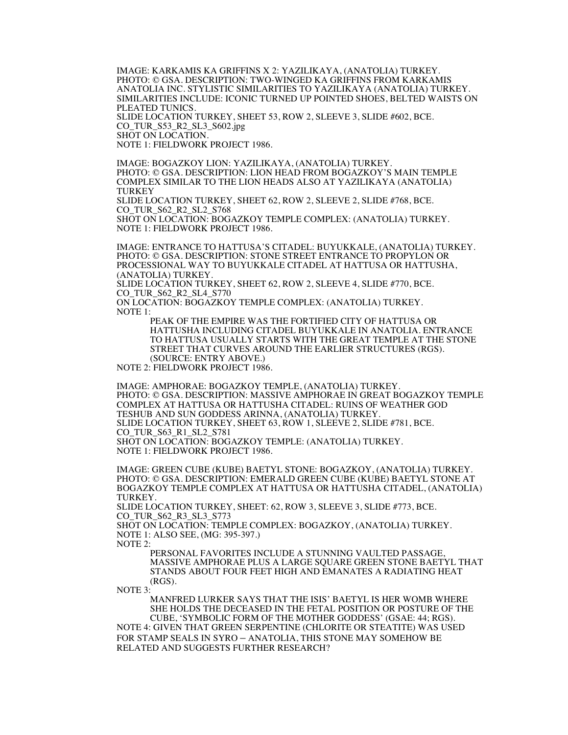IMAGE: KARKAMIS KA GRIFFINS X 2: YAZILIKAYA, (ANATOLIA) TURKEY.
PHOTO: © GSA. DESCRIPTION: TWO-WINGED KA GRIFFINS FROM KARKAMIS ANATOLIA INC. STYLISTIC SIMILARITIES TO YAZILIKAYA (ANATOLIA) TURKEY. SIMILARITIES INCLUDE: ICONIC TURNED UP POINTED SHOES, BELTED WAISTS ON PLEATED TUNICS.
SLIDE LOCATION TURKEY, SHEET 53, ROW 2, SLEEVE 3, SLIDE #602, BCE.
CO_TUR_S53_R2_SL3_S602.jpg
SHOT ON LOCATION.
NOTE 1: FIELDWORK PROJECT 1986.

IMAGE: BOGAZKOY LION: YAZILIKAYA, (ANATOLIA) TURKEY.
PHOTO: © GSA. DESCRIPTION: LION HEAD FROM BOGAZKOY'S MAIN TEMPLE COMPLEX SIMILAR TO THE LION HEADS ALSO AT YAZILIKAYA (ANATOLIA) TURKEY
SLIDE LOCATION TURKEY, SHEET 62, ROW 2, SLEEVE 2, SLIDE #768, BCE.
CO_TUR_S62_R2_SL2_S768
SHOT ON LOCATION: BOGAZKOY TEMPLE COMPLEX: (ANATOLIA) TURKEY.
NOTE 1: FIELDWORK PROJECT 1986.

IMAGE: ENTRANCE TO HATTUSA'S CITADEL: BUYUKKALE, (ANATOLIA) TURKEY.
PHOTO: © GSA. DESCRIPTION: STONE STREET ENTRANCE TO PROPYLON OR PROCESSIONAL WAY TO BUYUKKALE CITADEL AT HATTUSA OR HATTUSHA, (ANATOLIA) TURKEY.
SLIDE LOCATION TURKEY, SHEET 62, ROW 2, SLEEVE 4, SLIDE #770, BCE.
CO_TUR_S62_R2_SL4_S770
ON LOCATION: BOGAZKOY TEMPLE COMPLEX: (ANATOLIA) TURKEY.
NOTE 1:

> PEAK OF THE EMPIRE WAS THE FORTIFIED CITY OF HATTUSA OR HATTUSHA INCLUDING CITADEL BUYUKKALE IN ANATOLIA. ENTRANCE TO HATTUSA USUALLY STARTS WITH THE GREAT TEMPLE AT THE STONE STREET THAT CURVES AROUND THE EARLIER STRUCTURES (RGS). (SOURCE: ENTRY ABOVE.)

NOTE 2: FIELDWORK PROJECT 1986.

IMAGE: AMPHORAE: BOGAZKOY TEMPLE, (ANATOLIA) TURKEY.
PHOTO: © GSA. DESCRIPTION: MASSIVE AMPHORAE IN GREAT BOGAZKOY TEMPLE COMPLEX AT HATTUSA OR HATTUSHA CITADEL: RUINS OF WEATHER GOD TESHUB AND SUN GODDESS ARINNA, (ANATOLIA) TURKEY.
SLIDE LOCATION TURKEY, SHEET 63, ROW 1, SLEEVE 2, SLIDE #781, BCE.
CO_TUR_S63_R1_SL2_S781
SHOT ON LOCATION: BOGAZKOY TEMPLE: (ANATOLIA) TURKEY.
NOTE 1: FIELDWORK PROJECT 1986.

IMAGE: GREEN CUBE (KUBE) BAETYL STONE: BOGAZKOY, (ANATOLIA) TURKEY.
PHOTO: © GSA. DESCRIPTION: EMERALD GREEN CUBE (KUBE) BAETYL STONE AT BOGAZKOY TEMPLE COMPLEX AT HATTUSA OR HATTUSHA CITADEL, (ANATOLIA) TURKEY.
SLIDE LOCATION TURKEY, SHEET: 62, ROW 3, SLEEVE 3, SLIDE #773, BCE.
CO_TUR_S62_R3_SL3_S773
SHOT ON LOCATION: TEMPLE COMPLEX: BOGAZKOY, (ANATOLIA) TURKEY.
NOTE 1: ALSO SEE, (MG: 395-397.)
NOTE 2:

> PERSONAL FAVORITES INCLUDE A STUNNING VAULTED PASSAGE, MASSIVE AMPHORAE PLUS A LARGE SQUARE GREEN STONE BAETYL THAT STANDS ABOUT FOUR FEET HIGH AND EMANATES A RADIATING HEAT (RGS).

NOTE 3:

> MANFRED LURKER SAYS THAT THE ISIS' BAETYL IS HER WOMB WHERE SHE HOLDS THE DECEASED IN THE FETAL POSITION OR POSTURE OF THE CUBE, 'SYMBOLIC FORM OF THE MOTHER GODDESS' (GSAE: 44; RGS).

NOTE 4: GIVEN THAT GREEN SERPENTINE (CHLORITE OR STEATITE) WAS USED FOR STAMP SEALS IN SYRO – ANATOLIA, THIS STONE MAY SOMEHOW BE RELATED AND SUGGESTS FURTHER RESEARCH?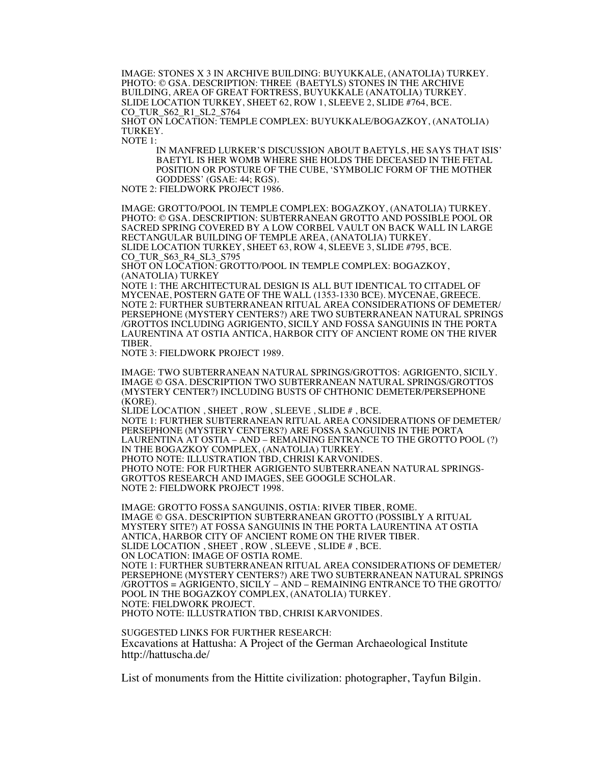IMAGE: STONES X 3 IN ARCHIVE BUILDING: BUYUKKALE, (ANATOLIA) TURKEY.
PHOTO: © GSA. DESCRIPTION: THREE (BAETYLS) STONES IN THE ARCHIVE BUILDING, AREA OF GREAT FORTRESS, BUYUKKALE (ANATOLIA) TURKEY.
SLIDE LOCATION TURKEY, SHEET 62, ROW 1, SLEEVE 2, SLIDE #764, BCE.
CO_TUR_S62_R1_SL2_S764
SHOT ON LOCATION: TEMPLE COMPLEX: BUYUKKALE/BOGAZKOY, (ANATOLIA) TURKEY.
NOTE 1:

> IN MANFRED LURKER'S DISCUSSION ABOUT BAETYLS, HE SAYS THAT ISIS' BAETYL IS HER WOMB WHERE SHE HOLDS THE DECEASED IN THE FETAL POSITION OR POSTURE OF THE CUBE, 'SYMBOLIC FORM OF THE MOTHER GODDESS' (GSAE: 44; RGS).

NOTE 2: FIELDWORK PROJECT 1986.

IMAGE: GROTTO/POOL IN TEMPLE COMPLEX: BOGAZKOY, (ANATOLIA) TURKEY.
PHOTO: © GSA. DESCRIPTION: SUBTERRANEAN GROTTO AND POSSIBLE POOL OR SACRED SPRING COVERED BY A LOW CORBEL VAULT ON BACK WALL IN LARGE RECTANGULAR BUILDING OF TEMPLE AREA, (ANATOLIA) TURKEY.
SLIDE LOCATION TURKEY, SHEET 63, ROW 4, SLEEVE 3, SLIDE #795, BCE.
CO_TUR_S63_R4_SL3_S795
SHOT ON LOCATION: GROTTO/POOL IN TEMPLE COMPLEX: BOGAZKOY, (ANATOLIA) TURKEY
NOTE 1: THE ARCHITECTURAL DESIGN IS ALL BUT IDENTICAL TO CITADEL OF MYCENAE, POSTERN GATE OF THE WALL (1353-1330 BCE). MYCENAE, GREECE.
NOTE 2: FURTHER SUBTERRANEAN RITUAL AREA CONSIDERATIONS OF DEMETER/ PERSEPHONE (MYSTERY CENTERS?) ARE TWO SUBTERRANEAN NATURAL SPRINGS /GROTTOS INCLUDING AGRIGENTO, SICILY AND FOSSA SANGUINIS IN THE PORTA LAURENTINA AT OSTIA ANTICA, HARBOR CITY OF ANCIENT ROME ON THE RIVER TIBER.
NOTE 3: FIELDWORK PROJECT 1989.

IMAGE: TWO SUBTERRANEAN NATURAL SPRINGS/GROTTOS: AGRIGENTO, SICILY.
IMAGE © GSA. DESCRIPTION TWO SUBTERRANEAN NATURAL SPRINGS/GROTTOS (MYSTERY CENTER?) INCLUDING BUSTS OF CHTHONIC DEMETER/PERSEPHONE (KORE).
SLIDE LOCATION , SHEET , ROW , SLEEVE , SLIDE # , BCE.
NOTE 1: FURTHER SUBTERRANEAN RITUAL AREA CONSIDERATIONS OF DEMETER/ PERSEPHONE (MYSTERY CENTERS?) ARE FOSSA SANGUINIS IN THE PORTA LAURENTINA AT OSTIA – AND – REMAINING ENTRANCE TO THE GROTTO POOL (?) IN THE BOGAZKOY COMPLEX, (ANATOLIA) TURKEY.
PHOTO NOTE: ILLUSTRATION TBD, CHRISI KARVONIDES.
PHOTO NOTE: FOR FURTHER AGRIGENTO SUBTERRANEAN NATURAL SPRINGS-GROTTOS RESEARCH AND IMAGES, SEE GOOGLE SCHOLAR.
NOTE 2: FIELDWORK PROJECT 1998.

IMAGE: GROTTO FOSSA SANGUINIS, OSTIA: RIVER TIBER, ROME.
IMAGE © GSA. DESCRIPTION SUBTERRANEAN GROTTO (POSSIBLY A RITUAL MYSTERY SITE?) AT FOSSA SANGUINIS IN THE PORTA LAURENTINA AT OSTIA ANTICA, HARBOR CITY OF ANCIENT ROME ON THE RIVER TIBER.
SLIDE LOCATION , SHEET , ROW , SLEEVE , SLIDE # , BCE.
ON LOCATION: IMAGE OF OSTIA ROME.
NOTE 1: FURTHER SUBTERRANEAN RITUAL AREA CONSIDERATIONS OF DEMETER/ PERSEPHONE (MYSTERY CENTERS?) ARE TWO SUBTERRANEAN NATURAL SPRINGS /GROTTOS = AGRIGENTO, SICILY – AND – REMAINING ENTRANCE TO THE GROTTO/ POOL IN THE BOGAZKOY COMPLEX, (ANATOLIA) TURKEY.
NOTE: FIELDWORK PROJECT.
PHOTO NOTE: ILLUSTRATION TBD, CHRISI KARVONIDES.

SUGGESTED LINKS FOR FURTHER RESEARCH:
Excavations at Hattusha: A Project of the German Archaeological Institute
http://hattuscha.de/

List of monuments from the Hittite civilization: photographer, Tayfun Bilgin.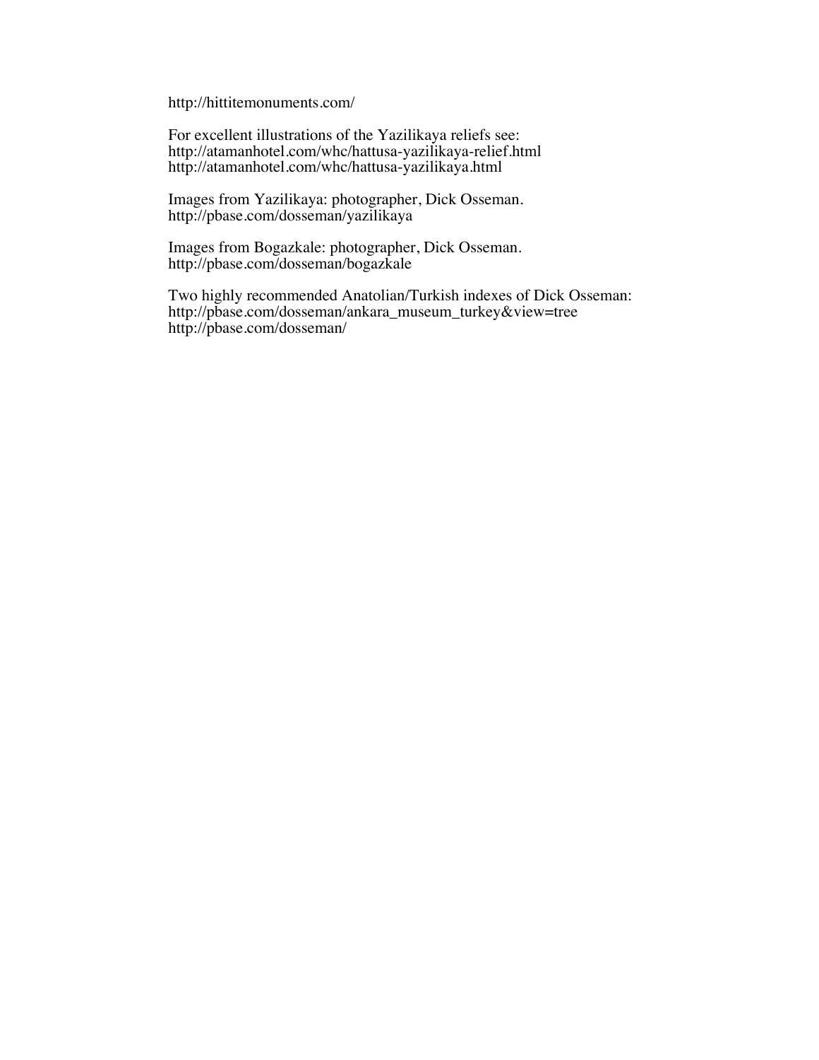http://hittitemonuments.com/

For excellent illustrations of the Yazilikaya reliefs see:
http://atamanhotel.com/whc/hattusa-yazilikaya-relief.html
http://atamanhotel.com/whc/hattusa-yazilikaya.html

Images from Yazilikaya: photographer, Dick Osseman.
http://pbase.com/dosseman/yazilikaya

Images from Bogazkale: photographer, Dick Osseman.
http://pbase.com/dosseman/bogazkale

Two highly recommended Anatolian/Turkish indexes of Dick Osseman:
http://pbase.com/dosseman/ankara_museum_turkey&view=tree
http://pbase.com/dosseman/